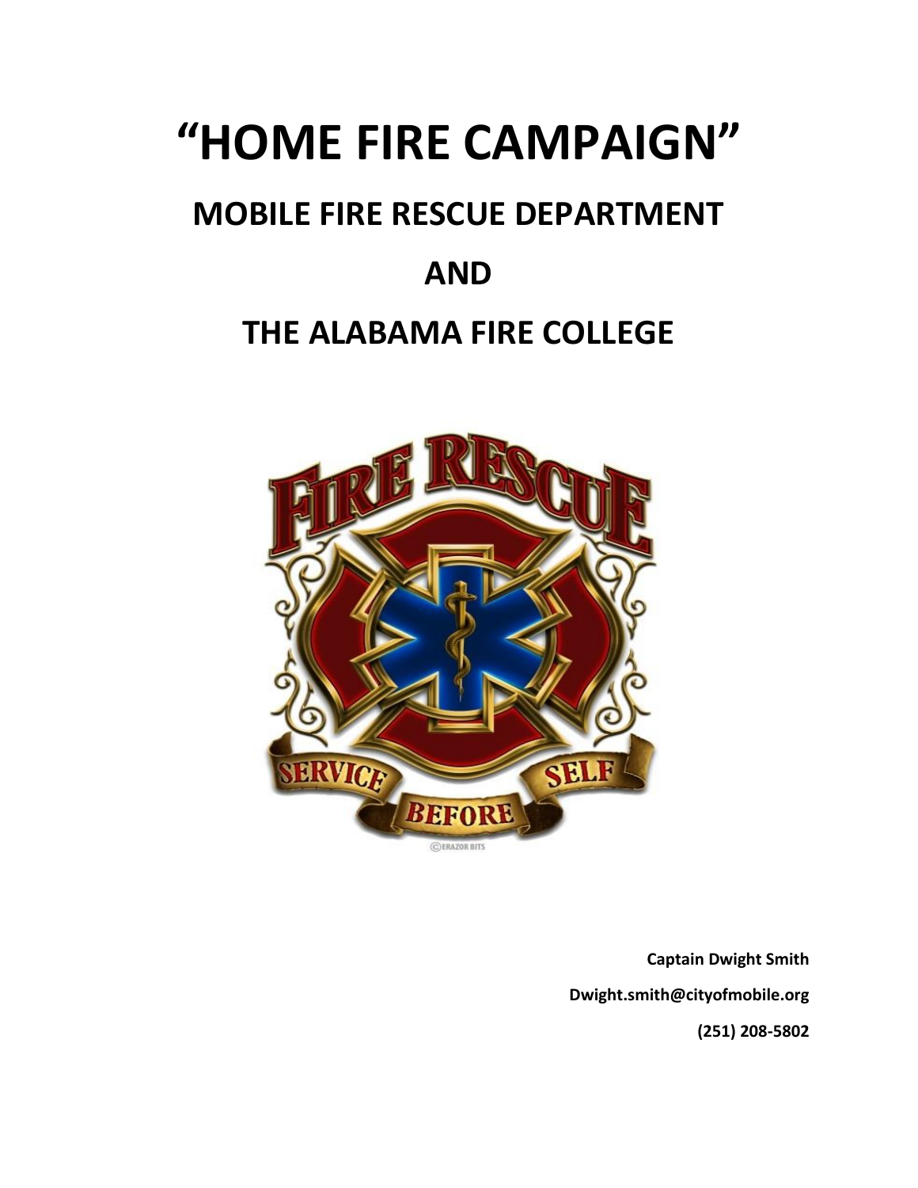# "HOME FIRE CAMPAIGN"

## MOBILE FIRE RESCUE DEPARTMENT

## AND

## THE ALABAMA FIRE COLLEGE

**Captain Dwight Smith**

**Dwight.smith@cityofmobile.org**

**(251) 208-5802**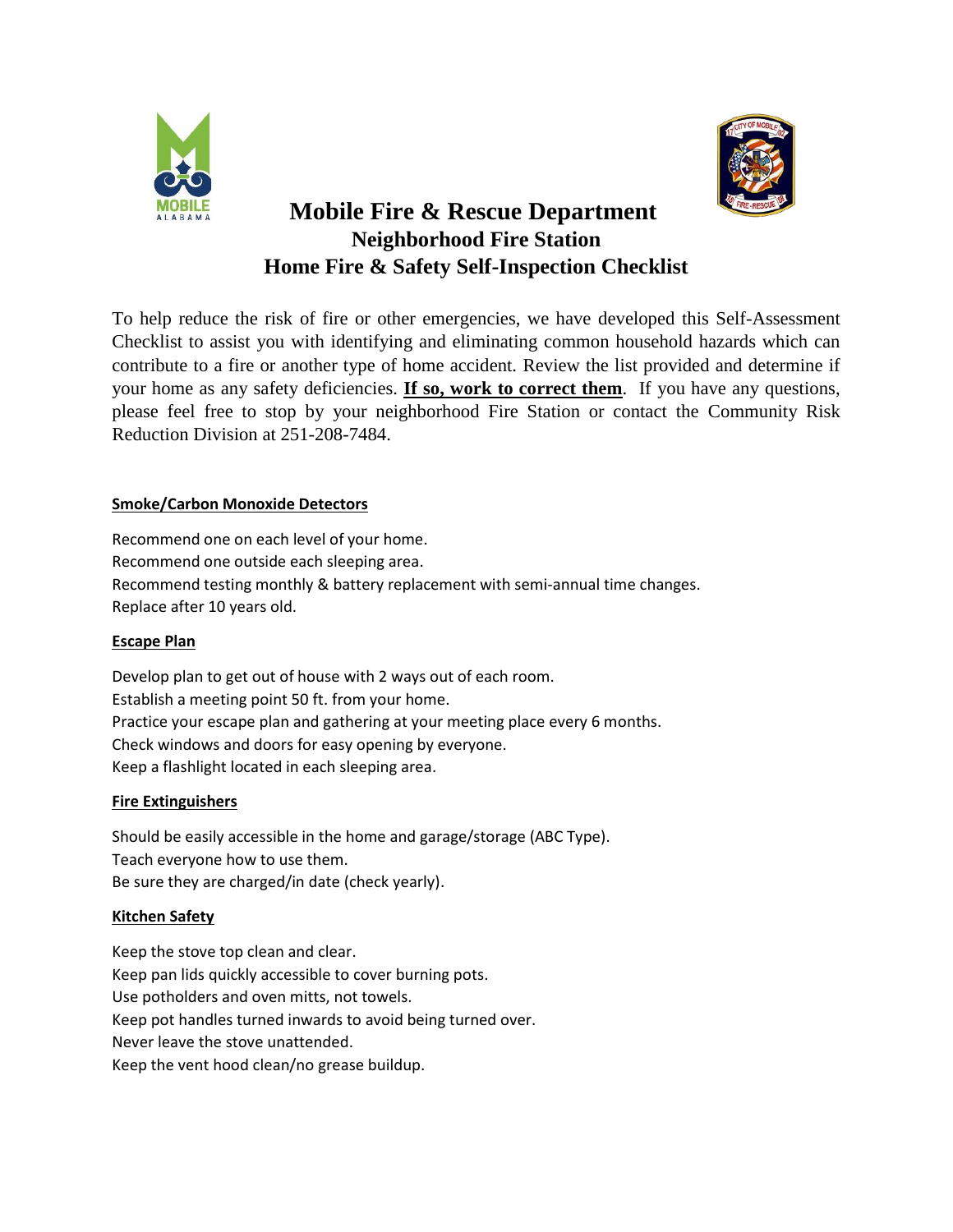# Mobile Fire & Rescue Department

## Neighborhood Fire Station

## Home Fire & Safety Self-Inspection Checklist

To help reduce the risk of fire or other emergencies, we have developed this Self-Assessment Checklist to assist you with identifying and eliminating common household hazards which can contribute to a fire or another type of home accident. Review the list provided and determine if your home as any safety deficiencies. **<u>If so, work to correct them</u>**. If you have any questions, please feel free to stop by your neighborhood Fire Station or contact the Community Risk Reduction Division at 251-208-7484.

### <u>Smoke/Carbon Monoxide Detectors</u>

Recommend one on each level of your home.
Recommend one outside each sleeping area.
Recommend testing monthly & battery replacement with semi-annual time changes.
Replace after 10 years old.

### <u>Escape Plan</u>

Develop plan to get out of house with 2 ways out of each room.
Establish a meeting point 50 ft. from your home.
Practice your escape plan and gathering at your meeting place every 6 months.
Check windows and doors for easy opening by everyone.
Keep a flashlight located in each sleeping area.

### <u>Fire Extinguishers</u>

Should be easily accessible in the home and garage/storage (ABC Type).
Teach everyone how to use them.
Be sure they are charged/in date (check yearly).

### <u>Kitchen Safety</u>

Keep the stove top clean and clear.
Keep pan lids quickly accessible to cover burning pots.
Use potholders and oven mitts, not towels.
Keep pot handles turned inwards to avoid being turned over.
Never leave the stove unattended.
Keep the vent hood clean/no grease buildup.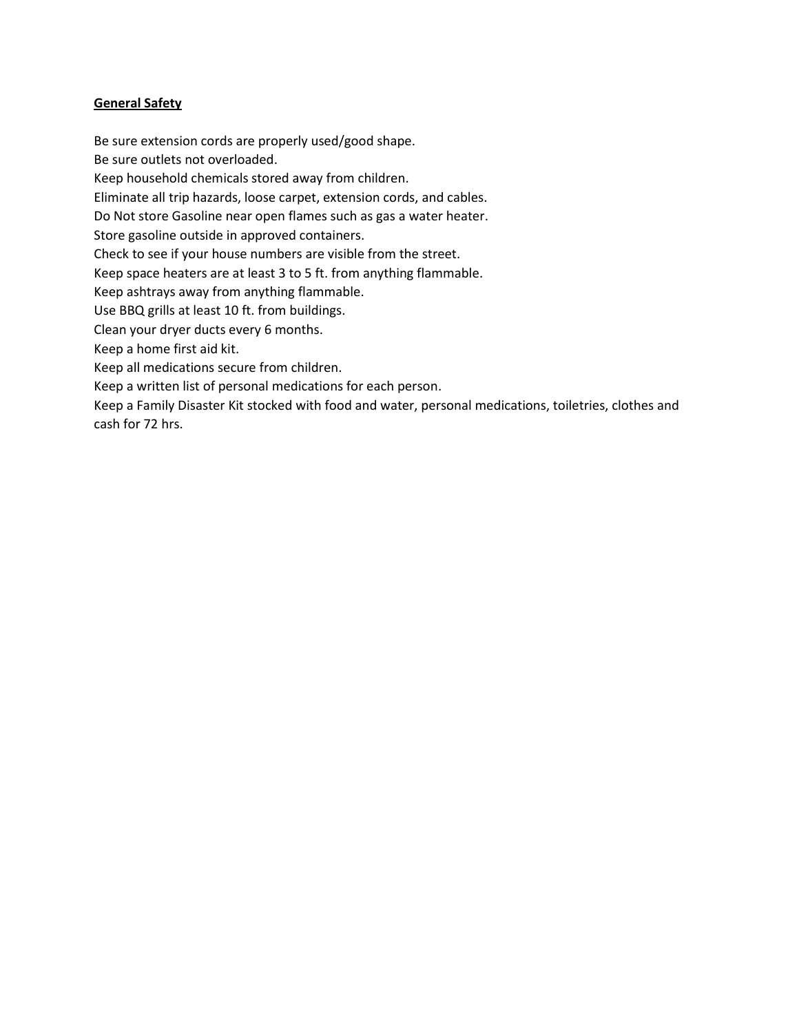**General Safety**

Be sure extension cords are properly used/good shape.
Be sure outlets not overloaded.
Keep household chemicals stored away from children.
Eliminate all trip hazards, loose carpet, extension cords, and cables.
Do Not store Gasoline near open flames such as gas a water heater.
Store gasoline outside in approved containers.
Check to see if your house numbers are visible from the street.
Keep space heaters are at least 3 to 5 ft. from anything flammable.
Keep ashtrays away from anything flammable.
Use BBQ grills at least 10 ft. from buildings.
Clean your dryer ducts every 6 months.
Keep a home first aid kit.
Keep all medications secure from children.
Keep a written list of personal medications for each person.
Keep a Family Disaster Kit stocked with food and water, personal medications, toiletries, clothes and cash for 72 hrs.